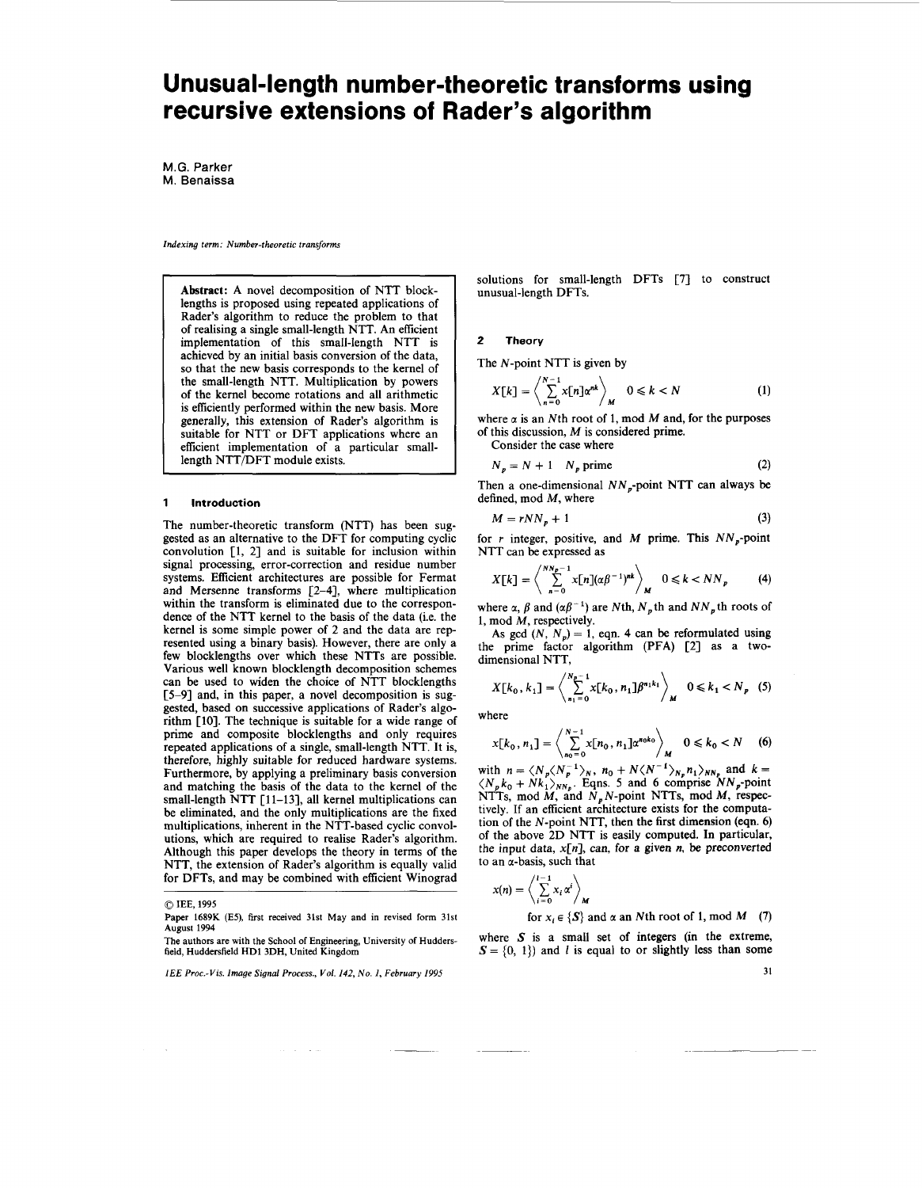# Unusual-length number-theoretic transforms using recursive extensions of Rader's algorithm

M.G. Parker
M. Benaissa

*Indexing term: Number-theoretic transforms*

**Abstract:** A novel decomposition of NTT blocklengths is proposed using repeated applications of Rader's algorithm to reduce the problem to that of realising a single small-length NTT. An efficient implementation of this small-length NTT is achieved by an initial basis conversion of the data, so that the new basis corresponds to the kernel of the small-length NTT. Multiplication by powers of the kernel become rotations and all arithmetic is efficiently performed within the new basis. More generally, this extension of Rader's algorithm is suitable for NTT or DFT applications where an efficient implementation of a particular small-length NTT/DFT module exists.

## 1 Introduction

The number-theoretic transform (NTT) has been suggested as an alternative to the DFT for computing cyclic convolution [1, 2] and is suitable for inclusion within signal processing, error-correction and residue number systems. Efficient architectures are possible for Fermat and Mersenne transforms [2–4], where multiplication within the transform is eliminated due to the correspondence of the NTT kernel to the basis of the data (i.e. the kernel is some simple power of 2 and the data are represented using a binary basis). However, there are only a few blocklengths over which these NTTs are possible. Various well known blocklength decomposition schemes can be used to widen the choice of NTT blocklengths [5–9] and, in this paper, a novel decomposition is suggested, based on successive applications of Rader's algorithm [10]. The technique is suitable for a wide range of prime and composite blocklengths and only requires repeated applications of a single, small-length NTT. It is, therefore, highly suitable for reduced hardware systems. Furthermore, by applying a preliminary basis conversion and matching the basis of the data to the kernel of the small-length NTT [11–13], all kernel multiplications can be eliminated, and the only multiplications are the fixed multiplications, inherent in the NTT-based cyclic convolutions, which are required to realise Rader's algorithm. Although this paper develops the theory in terms of the NTT, the extension of Rader's algorithm is equally valid for DFTs, and may be combined with efficient Winograd solutions for small-length DFTs [7] to construct unusual-length DFTs.

© IEE, 1995

Paper 1689K (E5), first received 31st May and in revised form 31st August 1994

The authors are with the School of Engineering, University of Huddersfield, Huddersfield HD1 3DH, United Kingdom

## 2 Theory

The $N$-point NTT is given by

$$X[k] = \left\langle \sum_{n=0}^{N-1} x[n]\alpha^{nk} \right\rangle_M \quad 0 \leqslant k < N \tag{1}$$

where $\alpha$ is an $N$th root of 1, mod $M$ and, for the purposes of this discussion, $M$ is considered prime.

Consider the case where

$$N_p = N + 1 \quad N_p \text{ prime} \tag{2}$$

Then a one-dimensional $NN_p$-point NTT can always be defined, mod $M$, where

$$M = rNN_p + 1 \tag{3}$$

for $r$ integer, positive, and $M$ prime. This $NN_p$-point NTT can be expressed as

$$X[k] = \left\langle \sum_{n=0}^{NN_p-1} x[n](\alpha\beta^{-1})^{nk} \right\rangle_M \quad 0 \leqslant k < NN_p \tag{4}$$

where $\alpha$, $\beta$ and $(\alpha\beta^{-1})$ are $N$th, $N_p$th and $NN_p$th roots of 1, mod $M$, respectively.

As $\gcd(N, N_p) = 1$, eqn. 4 can be reformulated using the prime factor algorithm (PFA) [2] as a two-dimensional NTT,

$$X[k_0, k_1] = \left\langle \sum_{n_1=0}^{N_p-1} x[k_0, n_1]\beta^{n_1 k_1} \right\rangle_M \quad 0 \leqslant k_1 < N_p \tag{5}$$

where

$$x[k_0, n_1] = \left\langle \sum_{n_0=0}^{N-1} x[n_0, n_1]\alpha^{n_0 k_0} \right\rangle_M \quad 0 \leqslant k_0 < N \tag{6}$$

with $n = \langle N_p \langle N_p^{-1} \rangle_N, n_0 + N\langle N^{-1} \rangle_{N_p} n_1 \rangle_{NN_p}$ and $k = \langle N_p k_0 + Nk_1 \rangle_{NN_p}$. Eqns. 5 and 6 comprise $NN_p$-point NTTs, mod $M$, and $N_p N$-point NTTs, mod $M$, respectively. If an efficient architecture exists for the computation of the $N$-point NTT, then the first dimension (eqn. 6) of the above 2D NTT is easily computed. In particular, the input data, $x[n]$, can, for a given $n$, be preconverted to an $\alpha$-basis, such that

$$x(n) = \left\langle \sum_{i=0}^{l-1} x_i \alpha^i \right\rangle_M$$

$$\text{for } x_i \in \{S\} \text{ and } \alpha \text{ an } N\text{th root of 1, mod } M \tag{7}$$

where $S$ is a small set of integers (in the extreme, $S = \{0, 1\}$) and $l$ is equal to or slightly less than some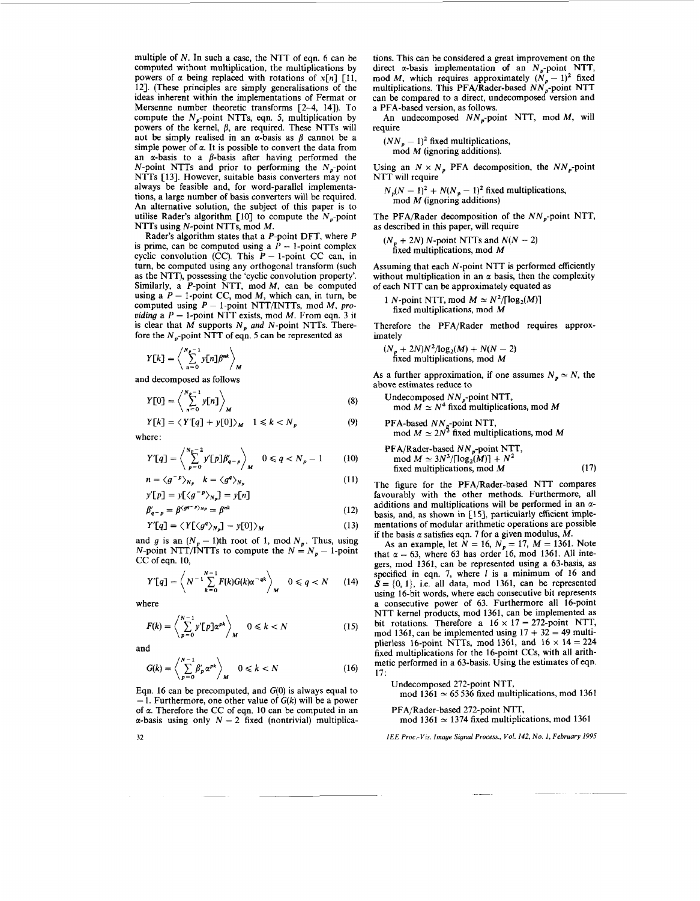multiple of $N$. In such a case, the NTT of eqn. 6 can be computed without multiplication, the multiplications by powers of $\alpha$ being replaced with rotations of $x[n]$ [11, 12]. (These principles are simply generalisations of the ideas inherent within the implementations of Fermat or Mersenne number theoretic transforms [2–4, 14]). To compute the $N_p$-point NTTs, eqn. 5, multiplication by powers of the kernel, $\beta$, are required. These NTTs will not be simply realised in an $\alpha$-basis as $\beta$ cannot be a simple power of $\alpha$. It is possible to convert the data from an $\alpha$-basis to a $\beta$-basis after having performed the $N$-point NTTs and prior to performing the $N_p$-point NTTs [13]. However, suitable basis converters may not always be feasible and, for word-parallel implementations, a large number of basis converters will be required. An alternative solution, the subject of this paper is to utilise Rader's algorithm [10] to compute the $N_p$-point NTTs using $N$-point NTTs, mod $M$.

Rader's algorithm states that a $P$-point DFT, where $P$ is prime, can be computed using a $P - 1$-point complex cyclic convolution (CC). This $P - 1$-point CC can, in turn, be computed using any orthogonal transform (such as the NTT), possessing the 'cyclic convolution property'. Similarly, a $P$-point NTT, mod $M$, can be computed using a $P - 1$-point CC, mod $M$, which can, in turn, be computed using $P - 1$-point NTT/INTTs, mod $M$, *providing* a $P - 1$-point NTT exists, mod $M$. From eqn. 3 it is clear that $M$ supports $N_p$ *and* $N$-point NTTs. Therefore the $N_p$-point NTT of eqn. 5 can be represented as

$$Y[k] = \left\langle \sum_{n=0}^{N_p-1} y[n]\beta^{nk} \right\rangle_M$$

and decomposed as follows

$$Y[0] = \left\langle \sum_{n=0}^{N_p-1} y[n] \right\rangle_M \tag{8}$$

$$Y[k] = \langle Y'[q] + y[0] \rangle_M \quad 1 \leqslant k < N_p \tag{9}$$

where:

$$Y'[q] = \left\langle \sum_{p=0}^{N_p-2} y'[p]\beta'_{q-p} \right\rangle_M \quad 0 \leqslant q < N_p - 1 \tag{10}$$

$$n = \langle g^{-p} \rangle_{N_p} \quad k = \langle g^q \rangle_{N_p} \tag{11}$$

$$y'[p] = y[\langle g^{-p} \rangle_{N_p}] = y[n]$$

$$\beta'_{q-p} = \beta^{\langle g^{q-p} \rangle_{N_p}} = \beta^{nk} \tag{12}$$

$$Y'[q] = \langle Y[\langle g^q \rangle_{N_p}] - y[0] \rangle_M \tag{13}$$

and $g$ is an $(N_p - 1)$th root of 1, mod $N_p$. Thus, using $N$-point NTT/INTTs to compute the $N = N_p - 1$-point CC of eqn. 10,

$$Y'[q] = \left\langle N^{-1} \sum_{k=0}^{N-1} F(k)G(k)\alpha^{-qk} \right\rangle_M \quad 0 \leqslant q < N \tag{14}$$

where

$$F(k) = \left\langle \sum_{p=0}^{N-1} y'[p]\alpha^{pk} \right\rangle_M \quad 0 \leqslant k < N \tag{15}$$

and

$$G(k) = \left\langle \sum_{p=0}^{N-1} \beta'_p \alpha^{pk} \right\rangle_M \quad 0 \leqslant k < N \tag{16}$$

Eqn. 16 can be precomputed, and $G(0)$ is always equal to $-1$. Furthermore, one other value of $G(k)$ will be a power of $\alpha$. Therefore the CC of eqn. 10 can be computed in an $\alpha$-basis using only $N - 2$ fixed (nontrivial) multiplications. This can be considered a great improvement on the direct $\alpha$-basis implementation of an $N_p$-point NTT, mod $M$, which requires approximately $(N_p - 1)^2$ fixed multiplications. This PFA/Rader-based $NN_p$-point NTT can be compared to a direct, undecomposed version and a PFA-based version, as follows.

An undecomposed $NN_p$-point NTT, mod $M$, will require

$(NN_p - 1)^2$ fixed multiplications, mod $M$ (ignoring additions).

Using an $N \times N_p$ PFA decomposition, the $NN_p$-point NTT will require

$N_p(N - 1)^2 + N(N_p - 1)^2$ fixed multiplications, mod $M$ (ignoring additions)

The PFA/Rader decomposition of the $NN_p$-point NTT, as described in this paper, will require

$(N_p + 2N)$ $N$-point NTTs and $N(N - 2)$ fixed multiplications, mod $M$

Assuming that each $N$-point NTT is performed efficiently without multiplication in an $\alpha$ basis, then the complexity of each NTT can be approximately equated as

1 $N$-point NTT, mod $M \simeq N^2/\lceil \log_2(M) \rceil$ fixed multiplications, mod $M$

Therefore the PFA/Rader method requires approximately

$(N_p + 2N)N^2/\log_2(M) + N(N - 2)$ fixed multiplications, mod $M$

As a further approximation, if one assumes $N_p \simeq N$, the above estimates reduce to

Undecomposed $NN_p$-point NTT, mod $M \simeq N^4$ fixed multiplications, mod $M$

PFA-based $NN_p$-point NTT, mod $M \simeq 2N^3$ fixed multiplications, mod $M$

PFA/Rader-based $NN_p$-point NTT, mod $M \simeq 3N^3/\lceil \log_2(M) \rceil + N^2$ fixed multiplications, mod $M$ (17)

The figure for the PFA/Rader-based NTT compares favourably with the other methods. Furthermore, all additions and multiplications will be performed in an $\alpha$-basis, and, as shown in [15], particularly efficient implementations of modular arithmetic operations are possible if the basis $\alpha$ satisfies eqn. 7 for a given modulus, $M$.

As an example, let $N = 16$, $N_p = 17$, $M = 1361$. Note that $\alpha = 63$, where 63 has order 16, mod 1361. All integers, mod 1361, can be represented using a 63-basis, as specified in eqn. 7, where $l$ is a minimum of 16 and $S = \{0, 1\}$, i.e. all data, mod 1361, can be represented using 16-bit words, where each consecutive bit represents a consecutive power of 63. Furthermore all 16-point NTT kernel products, mod 1361, can be implemented as bit rotations. Therefore a $16 \times 17 = 272$-point NTT, mod 1361, can be implemented using $17 + 32 = 49$ multiplierless 16-point NTTs, mod 1361, and $16 \times 14 = 224$ fixed multiplications for the 16-point CCs, with all arithmetic performed in a 63-basis. Using the estimates of eqn. 17:

Undecomposed 272-point NTT, mod 1361 $\simeq$ 65 536 fixed multiplications, mod 1361

PFA/Rader-based 272-point NTT, mod 1361 $\simeq$ 1374 fixed multiplications, mod 1361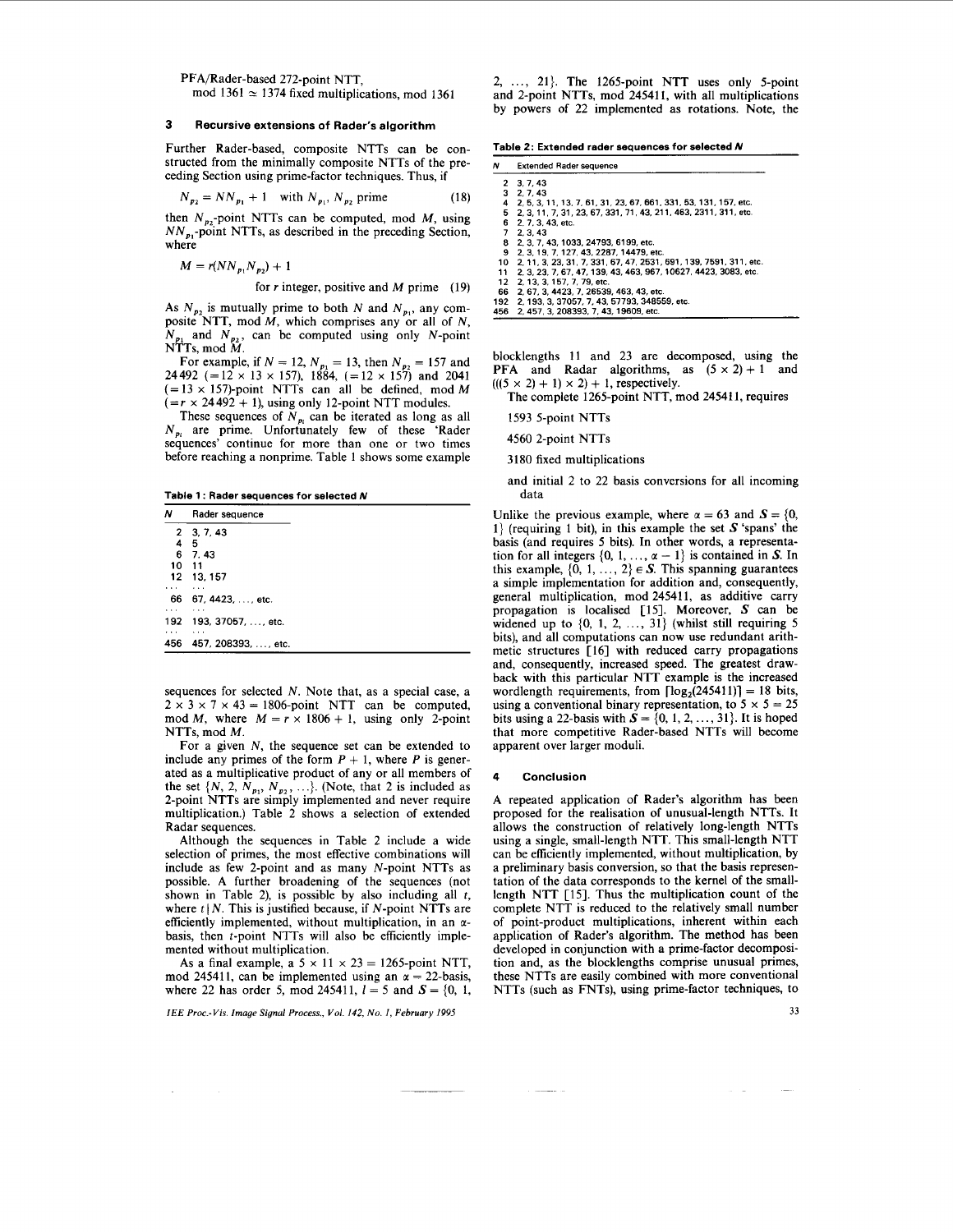PFA/Rader-based 272-point NTT,
mod 1361 $\simeq$ 1374 fixed multiplications, mod 1361

## 3 Recursive extensions of Rader's algorithm

Further Rader-based, composite NTTs can be constructed from the minimally composite NTTs of the preceding Section using prime-factor techniques. Thus, if

$$N_{p_2} = NN_{p_1} + 1 \quad \text{with } N_{p_1}, N_{p_2} \text{ prime} \tag{18}$$

then $N_{p_2}$-point NTTs can be computed, mod $M$, using $NN_{p_1}$-point NTTs, as described in the preceding Section, where

$$M = r(NN_{p_1}N_{p_2}) + 1 \quad \text{for } r \text{ integer, positive and } M \text{ prime} \tag{19}$$

As $N_{p_2}$ is mutually prime to both $N$ and $N_{p_1}$, any composite NTT, mod $M$, which comprises any or all of $N$, $N_{p_1}$ and $N_{p_2}$, can be computed using only $N$-point NTTs, mod $M$.

For example, if $N = 12$, $N_{p_1} = 13$, then $N_{p_2} = 157$ and 24492 ($= 12 \times 13 \times 157$), 1884, ($= 12 \times 157$) and 2041 ($= 13 \times 157$)-point NTTs can all be defined, mod $M$ ($= r \times 24492 + 1$), using only 12-point NTT modules.

These sequences of $N_{p_i}$ can be iterated as long as all $N_{p_i}$ are prime. Unfortunately few of these 'Rader sequences' continue for more than one or two times before reaching a nonprime. Table 1 shows some example sequences for selected $N$. Note that, as a special case, a $2 \times 3 \times 7 \times 43 = 1806$-point NTT can be computed, mod $M$, where $M = r \times 1806 + 1$, using only 2-point NTTs, mod $M$.

**Table 1: Rader sequences for selected N**

| $N$ | Rader sequence |
|---|---|
| 2 | 3, 7, 43 |
| 4 | 5 |
| 6 | 7, 43 |
| 10 | 11 |
| 12 | 13, 157 |
| ... | ... |
| 66 | 67, 4423, ..., etc. |
| ... | ... |
| 192 | 193, 37057, ..., etc. |
| ... | ... |
| 456 | 457, 208393, ..., etc. |

For a given $N$, the sequence set can be extended to include any primes of the form $P + 1$, where $P$ is generated as a multiplicative product of any or all members of the set $\{N, 2, N_{p_1}, N_{p_2}, \ldots\}$. (Note, that 2 is included as 2-point NTTs are simply implemented and never require multiplication.) Table 2 shows a selection of extended Radar sequences.

Although the sequences in Table 2 include a wide selection of primes, the most effective combinations will include as few 2-point and as many $N$-point NTTs as possible. A further broadening of the sequences (not shown in Table 2), is possible by also including all $t$, where $t \mid N$. This is justified because, if $N$-point NTTs are efficiently implemented, without multiplication, in an $\alpha$-basis, then $t$-point NTTs will also be efficiently implemented without multiplication.

As a final example, a $5 \times 11 \times 23 = 1265$-point NTT, mod 245411, can be implemented using an $\alpha = 22$-basis, where 22 has order 5, mod 245411, $l = 5$ and $S = \{0, 1, 2, \ldots, 21\}$. The 1265-point NTT uses only 5-point and 2-point NTTs, mod 245411, with all multiplications by powers of 22 implemented as rotations. Note, the blocklengths 11 and 23 are decomposed, using the PFA and Radar algorithms, as $(5 \times 2) + 1$ and $(((5 \times 2) + 1) \times 2) + 1$, respectively.

**Table 2: Extended rader sequences for selected N**

| $N$ | Extended Rader sequence |
|---|---|
| 2 | 3, 7, 43 |
| 3 | 2, 7, 43 |
| 4 | 2, 5, 3, 11, 13, 7, 61, 31, 23, 67, 661, 331, 53, 131, 157, etc. |
| 5 | 2, 3, 11, 7, 31, 23, 67, 331, 71, 43, 211, 463, 2311, 311, etc. |
| 6 | 2, 7, 3, 43, etc. |
| 7 | 2, 3, 43 |
| 8 | 2, 3, 7, 43, 1033, 24793, 6199, etc. |
| 9 | 2, 3, 19, 7, 127, 43, 2287, 14479, etc. |
| 10 | 2, 11, 3, 23, 31, 7, 331, 67, 47, 2531, 691, 139, 7591, 311, etc. |
| 11 | 2, 3, 23, 7, 67, 47, 139, 43, 463, 967, 10627, 4423, 3083, etc. |
| 12 | 2, 13, 3, 157, 7, 79, etc. |
| 66 | 2, 67, 3, 4423, 7, 26539, 463, 43, etc. |
| 192 | 2, 193, 3, 37057, 7, 43, 57793, 348559, etc. |
| 456 | 2, 457, 3, 208393, 7, 43, 19609, etc. |

The complete 1265-point NTT, mod 245411, requires

1593 5-point NTTs

4560 2-point NTTs

3180 fixed multiplications

and initial 2 to 22 basis conversions for all incoming data

Unlike the previous example, where $\alpha = 63$ and $S = \{0, 1\}$ (requiring 1 bit), in this example the set $S$ 'spans' the basis (and requires 5 bits). In other words, a representation for all integers $\{0, 1, \ldots, \alpha - 1\}$ is contained in $S$. In this example, $\{0, 1, \ldots, 2\} \in S$. This spanning guarantees a simple implementation for addition and, consequently, general multiplication, mod 245411, as additive carry propagation is localised [15]. Moreover, $S$ can be widened up to $\{0, 1, 2, \ldots, 31\}$ (whilst still requiring 5 bits), and all computations can now use redundant arithmetic structures [16] with reduced carry propagations and, consequently, increased speed. The greatest drawback with this particular NTT example is the increased wordlength requirements, from $\lceil \log_2(245411) \rceil = 18$ bits, using a conventional binary representation, to $5 \times 5 = 25$ bits using a 22-basis with $S = \{0, 1, 2, \ldots, 31\}$. It is hoped that more competitive Rader-based NTTs will become apparent over larger moduli.

## 4 Conclusion

A repeated application of Rader's algorithm has been proposed for the realisation of unusual-length NTTs. It allows the construction of relatively long-length NTTs using a single, small-length NTT. This small-length NTT can be efficiently implemented, without multiplication, by a preliminary basis conversion, so that the basis representation of the data corresponds to the kernel of the small-length NTT [15]. Thus the multiplication count of the complete NTT is reduced to the relatively small number of point-product multiplications, inherent within each application of Rader's algorithm. The method has been developed in conjunction with a prime-factor decomposition and, as the blocklengths comprise unusual primes, these NTTs are easily combined with more conventional NTTs (such as FNTs), using prime-factor techniques, to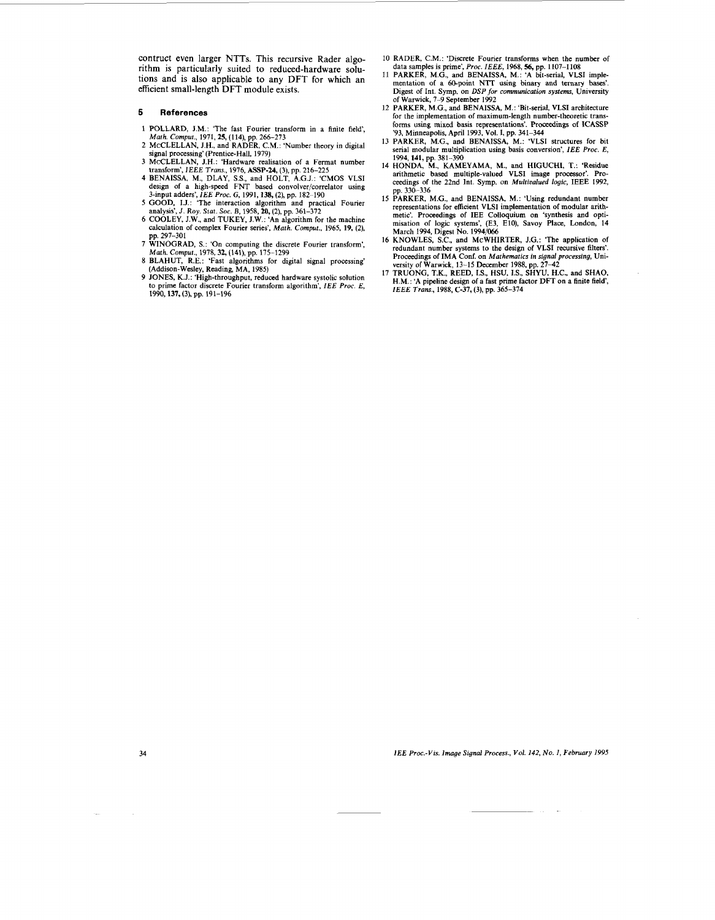contruct even larger NTTs. This recursive Rader algorithm is particularly suited to reduced-hardware solutions and is also applicable to any DFT for which an efficient small-length DFT module exists.

## 5 References

1. POLLARD, J.M.: 'The fast Fourier transform in a finite field', *Math. Comput.*, 1971, **25**, (114), pp. 266–273
2. McCLELLAN, J.H., and RADER, C.M.: 'Number theory in digital signal processing' (Prentice-Hall, 1979)
3. McCLELLAN, J.H.: 'Hardware realisation of a Fermat number transform', *IEEE Trans.*, 1976, **ASSP-24**, (3), pp. 216–225
4. BENAISSA, M., DLAY, S.S., and HOLT, A.G.J.: 'CMOS VLSI design of a high-speed FNT based convolver/correlator using 3-input adders', *IEE Proc. G*, 1991, **138**, (2), pp. 182–190
5. GOOD, I.J.: 'The interaction algorithm and practical Fourier analysis', *J. Roy. Stat. Soc. B*, 1958, **20**, (2), pp. 361–372
6. COOLEY, J.W., and TUKEY, J.W.: 'An algorithm for the machine calculation of complex Fourier series', *Math. Comput.*, 1965, **19**, (2), pp. 297–301
7. WINOGRAD, S.: 'On computing the discrete Fourier transform', *Math. Comput.*, 1978, **32**, (141), pp. 175–1299
8. BLAHUT, R.E.: 'Fast algorithms for digital signal processing' (Addison-Wesley, Reading, MA, 1985)
9. JONES, K.J.: 'High-throughput, reduced hardware systolic solution to prime factor discrete Fourier transform algorithm', *IEE Proc. E*, 1990, **137**, (3), pp. 191–196
10. RADER, C.M.: 'Discrete Fourier transforms when the number of data samples is prime', *Proc. IEEE*, 1968, **56**, pp. 1107–1108
11. PARKER, M.G., and BENAISSA, M.: 'A bit-serial, VLSI implementation of a 60-point NTT using binary and ternary bases'. Digest of Int. Symp. on *DSP for communication systems*, University of Warwick, 7–9 September 1992
12. PARKER, M.G., and BENAISSA, M.: 'Bit-serial, VLSI architecture for the implementation of maximum-length number-theoretic transforms using mixed basis representations'. Proceedings of ICASSP '93, Minneapolis, April 1993, Vol. I, pp. 341–344
13. PARKER, M.G., and BENAISSA, M.: 'VLSI structures for bit serial modular multiplication using basis conversion', *IEE Proc. E*, 1994, **141**, pp. 381–390
14. HONDA, M., KAMEYAMA, M., and HIGUCHI, T.: 'Residue arithmetic based multiple-valued VLSI image processor'. Proceedings of the 22nd Int. Symp. on *Multivalued logic*, IEEE 1992, pp. 330–336
15. PARKER, M.G., and BENAISSA, M.: 'Using redundant number representations for efficient VLSI implementation of modular arithmetic'. Proceedings of IEE Colloquium on 'synthesis and optimisation of logic systems', (E3, E10), Savoy Place, London, 14 March 1994, Digest No. 1994/066
16. KNOWLES, S.C., and McWHIRTER, J.G.: 'The application of redundant number systems to the design of VLSI recursive filters'. Proceedings of IMA Conf. on *Mathematics in signal processing*, University of Warwick, 13–15 December 1988, pp. 27–42
17. TRUONG, T.K., REED, I.S., HSU, I.S., SHYU, H.C., and SHAO, H.M.: 'A pipeline design of a fast prime factor DFT on a finite field', *IEEE Trans.*, 1988, **C-37**, (3), pp. 365–374